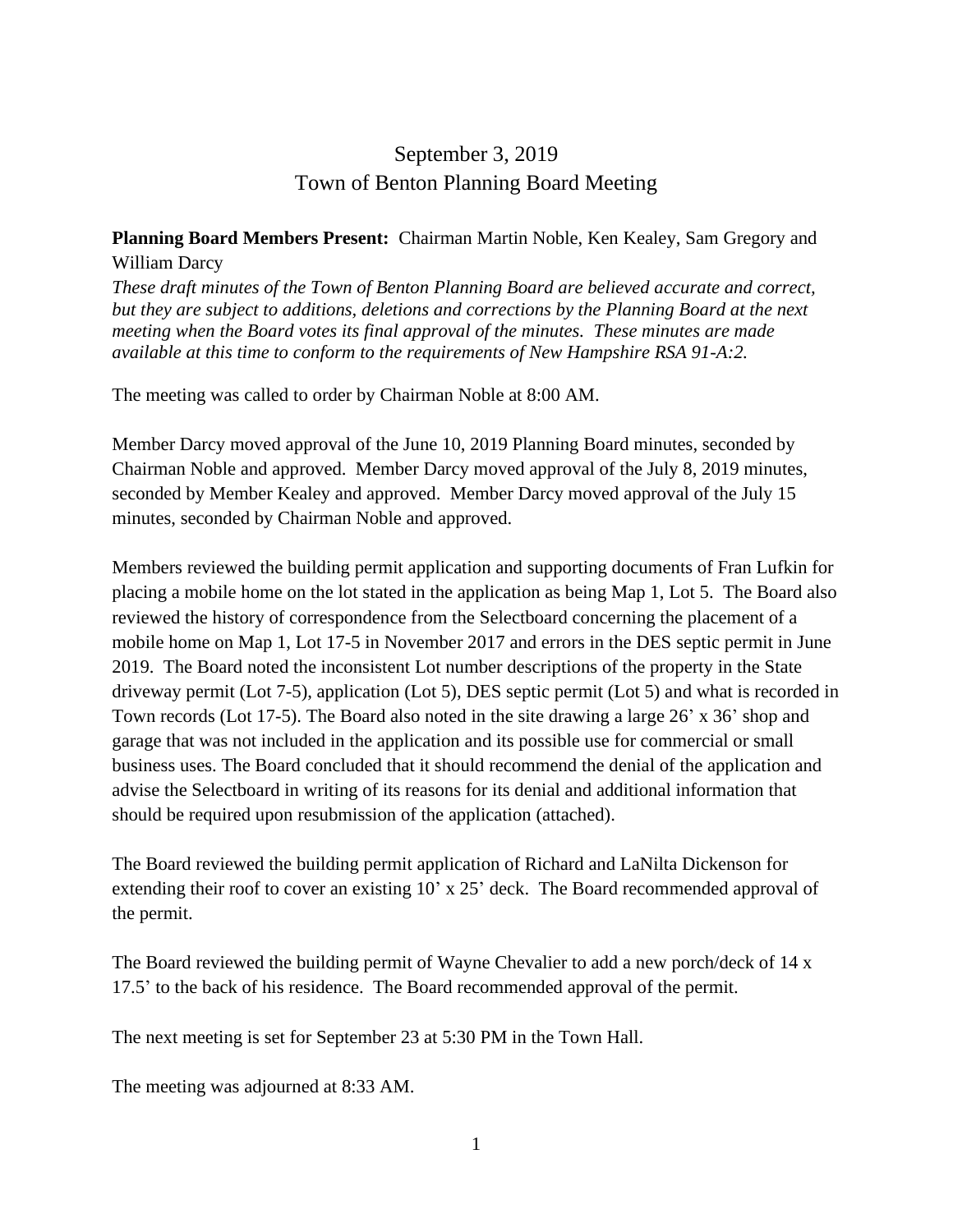# September 3, 2019
# Town of Benton Planning Board Meeting

**Planning Board Members Present:** Chairman Martin Noble, Ken Kealey, Sam Gregory and William Darcy

*These draft minutes of the Town of Benton Planning Board are believed accurate and correct, but they are subject to additions, deletions and corrections by the Planning Board at the next meeting when the Board votes its final approval of the minutes. These minutes are made available at this time to conform to the requirements of New Hampshire RSA 91-A:2.*

The meeting was called to order by Chairman Noble at 8:00 AM.

Member Darcy moved approval of the June 10, 2019 Planning Board minutes, seconded by Chairman Noble and approved. Member Darcy moved approval of the July 8, 2019 minutes, seconded by Member Kealey and approved. Member Darcy moved approval of the July 15 minutes, seconded by Chairman Noble and approved.

Members reviewed the building permit application and supporting documents of Fran Lufkin for placing a mobile home on the lot stated in the application as being Map 1, Lot 5. The Board also reviewed the history of correspondence from the Selectboard concerning the placement of a mobile home on Map 1, Lot 17-5 in November 2017 and errors in the DES septic permit in June 2019. The Board noted the inconsistent Lot number descriptions of the property in the State driveway permit (Lot 7-5), application (Lot 5), DES septic permit (Lot 5) and what is recorded in Town records (Lot 17-5). The Board also noted in the site drawing a large 26' x 36' shop and garage that was not included in the application and its possible use for commercial or small business uses. The Board concluded that it should recommend the denial of the application and advise the Selectboard in writing of its reasons for its denial and additional information that should be required upon resubmission of the application (attached).

The Board reviewed the building permit application of Richard and LaNilta Dickenson for extending their roof to cover an existing 10' x 25' deck. The Board recommended approval of the permit.

The Board reviewed the building permit of Wayne Chevalier to add a new porch/deck of 14 x 17.5' to the back of his residence. The Board recommended approval of the permit.

The next meeting is set for September 23 at 5:30 PM in the Town Hall.

The meeting was adjourned at 8:33 AM.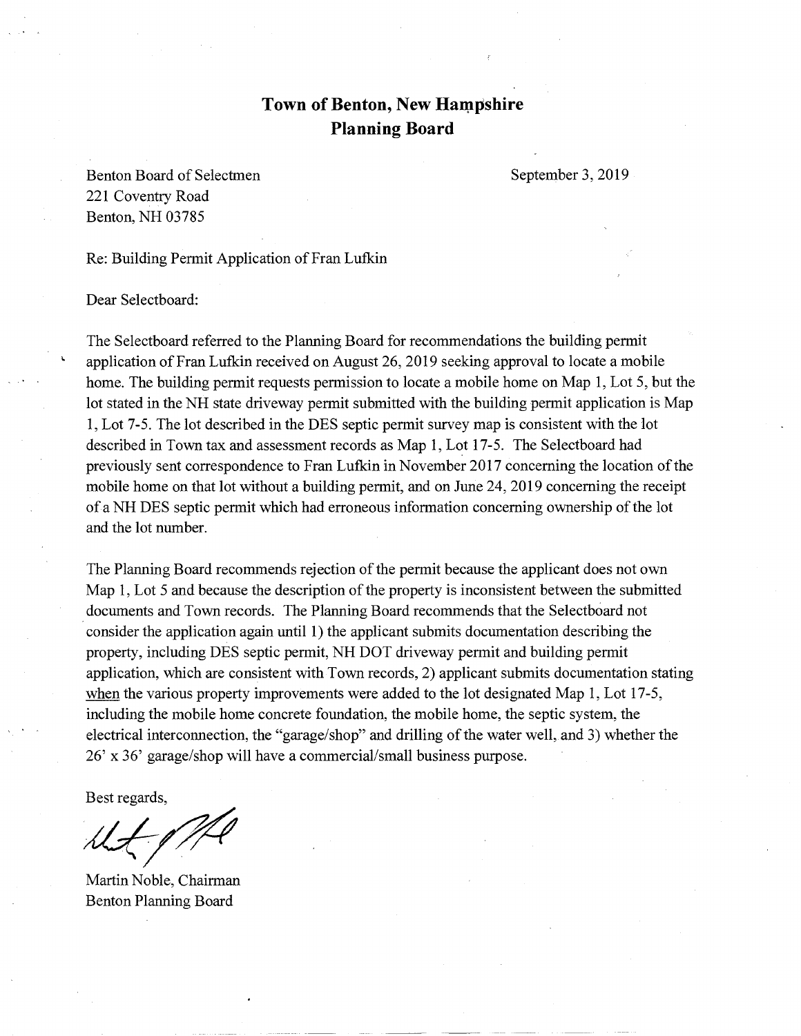# Town of Benton, New Hampshire
## Planning Board

Benton Board of Selectmen
221 Coventry Road
Benton, NH 03785

September 3, 2019

Re: Building Permit Application of Fran Lufkin

Dear Selectboard:

The Selectboard referred to the Planning Board for recommendations the building permit application of Fran Lufkin received on August 26, 2019 seeking approval to locate a mobile home. The building permit requests permission to locate a mobile home on Map 1, Lot 5, but the lot stated in the NH state driveway permit submitted with the building permit application is Map 1, Lot 7-5. The lot described in the DES septic permit survey map is consistent with the lot described in Town tax and assessment records as Map 1, Lot 17-5. The Selectboard had previously sent correspondence to Fran Lufkin in November 2017 concerning the location of the mobile home on that lot without a building permit, and on June 24, 2019 concerning the receipt of a NH DES septic permit which had erroneous information concerning ownership of the lot and the lot number.

The Planning Board recommends rejection of the permit because the applicant does not own Map 1, Lot 5 and because the description of the property is inconsistent between the submitted documents and Town records. The Planning Board recommends that the Selectboard not consider the application again until 1) the applicant submits documentation describing the property, including DES septic permit, NH DOT driveway permit and building permit application, which are consistent with Town records, 2) applicant submits documentation stating <u>when</u> the various property improvements were added to the lot designated Map 1, Lot 17-5, including the mobile home concrete foundation, the mobile home, the septic system, the electrical interconnection, the "garage/shop" and drilling of the water well, and 3) whether the 26' x 36' garage/shop will have a commercial/small business purpose.

Best regards,

Martin Noble, Chairman
Benton Planning Board